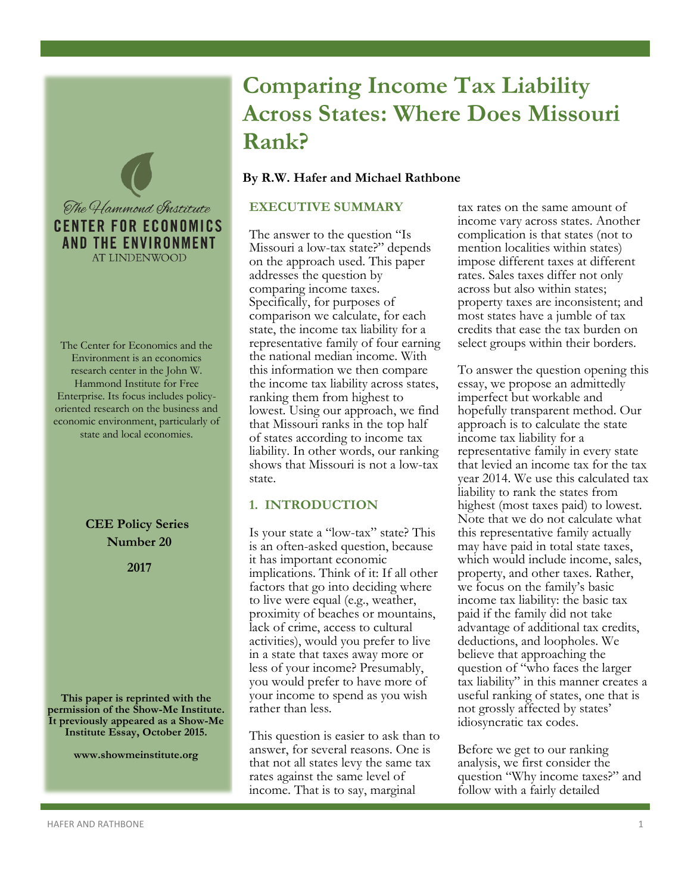# Comparing Income Tax Liability Across States: Where Does Missouri Rank?

**By R.W. Hafer and Michael Rathbone**

The Hammond Institute
**CENTER FOR ECONOMICS AND THE ENVIRONMENT**
AT LINDENWOOD

The Center for Economics and the Environment is an economics research center in the John W. Hammond Institute for Free Enterprise. Its focus includes policy-oriented research on the business and economic environment, particularly of state and local economies.

**CEE Policy Series**
**Number 20**

**2017**

**This paper is reprinted with the permission of the Show-Me Institute. It previously appeared as a Show-Me Institute Essay, October 2015.**

**www.showmeinstitute.org**

## EXECUTIVE SUMMARY

The answer to the question "Is Missouri a low-tax state?" depends on the approach used. This paper addresses the question by comparing income taxes. Specifically, for purposes of comparison we calculate, for each state, the income tax liability for a representative family of four earning the national median income. With this information we then compare the income tax liability across states, ranking them from highest to lowest. Using our approach, we find that Missouri ranks in the top half of states according to income tax liability. In other words, our ranking shows that Missouri is not a low-tax state.

## 1. INTRODUCTION

Is your state a "low-tax" state? This is an often-asked question, because it has important economic implications. Think of it: If all other factors that go into deciding where to live were equal (e.g., weather, proximity of beaches or mountains, lack of crime, access to cultural activities), would you prefer to live in a state that taxes away more or less of your income? Presumably, you would prefer to have more of your income to spend as you wish rather than less.

This question is easier to ask than to answer, for several reasons. One is that not all states levy the same tax rates against the same level of income. That is to say, marginal tax rates on the same amount of income vary across states. Another complication is that states (not to mention localities within states) impose different taxes at different rates. Sales taxes differ not only across but also within states; property taxes are inconsistent; and most states have a jumble of tax credits that ease the tax burden on select groups within their borders.

To answer the question opening this essay, we propose an admittedly imperfect but workable and hopefully transparent method. Our approach is to calculate the state income tax liability for a representative family in every state that levied an income tax for the tax year 2014. We use this calculated tax liability to rank the states from highest (most taxes paid) to lowest. Note that we do not calculate what this representative family actually may have paid in total state taxes, which would include income, sales, property, and other taxes. Rather, we focus on the family's basic income tax liability: the basic tax paid if the family did not take advantage of additional tax credits, deductions, and loopholes. We believe that approaching the question of "who faces the larger tax liability" in this manner creates a useful ranking of states, one that is not grossly affected by states' idiosyncratic tax codes.

Before we get to our ranking analysis, we first consider the question "Why income taxes?" and follow with a fairly detailed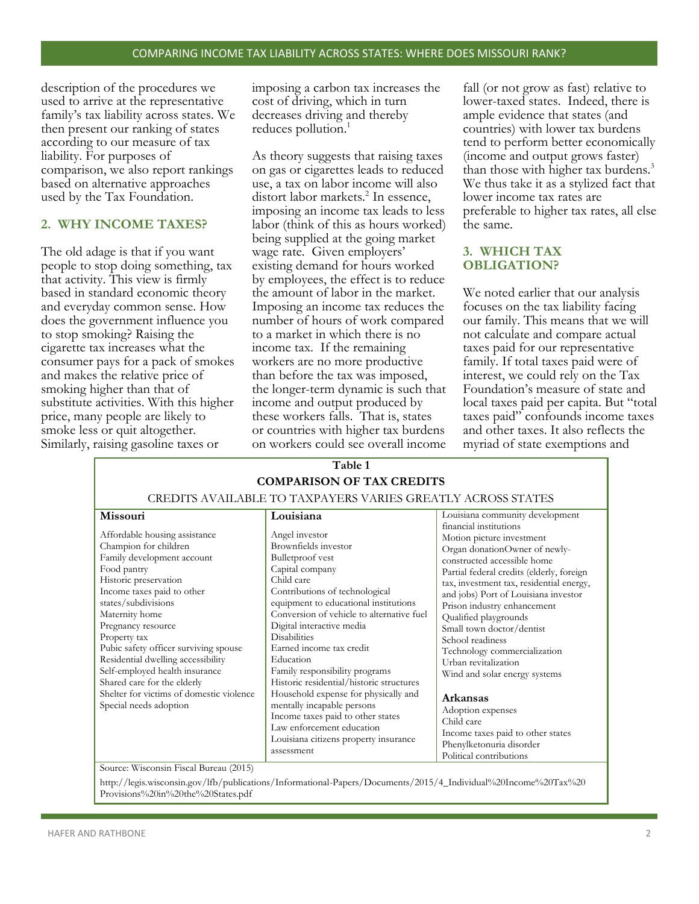description of the procedures we used to arrive at the representative family's tax liability across states. We then present our ranking of states according to our measure of tax liability. For purposes of comparison, we also report rankings based on alternative approaches used by the Tax Foundation.

## 2. WHY INCOME TAXES?

The old adage is that if you want people to stop doing something, tax that activity. This view is firmly based in standard economic theory and everyday common sense. How does the government influence you to stop smoking? Raising the cigarette tax increases what the consumer pays for a pack of smokes and makes the relative price of smoking higher than that of substitute activities. With this higher price, many people are likely to smoke less or quit altogether. Similarly, raising gasoline taxes or imposing a carbon tax increases the cost of driving, which in turn decreases driving and thereby reduces pollution.[1]

As theory suggests that raising taxes on gas or cigarettes leads to reduced use, a tax on labor income will also distort labor markets.[2] In essence, imposing an income tax leads to less labor (think of this as hours worked) being supplied at the going market wage rate. Given employers' existing demand for hours worked by employees, the effect is to reduce the amount of labor in the market. Imposing an income tax reduces the number of hours of work compared to a market in which there is no income tax. If the remaining workers are no more productive than before the tax was imposed, the longer-term dynamic is such that income and output produced by these workers falls. That is, states or countries with higher tax burdens on workers could see overall income fall (or not grow as fast) relative to lower-taxed states. Indeed, there is ample evidence that states (and countries) with lower tax burdens tend to perform better economically (income and output grows faster) than those with higher tax burdens.[3] We thus take it as a stylized fact that lower income tax rates are preferable to higher tax rates, all else the same.

## 3. WHICH TAX OBLIGATION?

We noted earlier that our analysis focuses on the tax liability facing our family. This means that we will not calculate and compare actual taxes paid for our representative family. If total taxes paid were of interest, we could rely on the Tax Foundation's measure of state and local taxes paid per capita. But "total taxes paid" confounds income taxes and other taxes. It also reflects the myriad of state exemptions and

**Table 1**
**COMPARISON OF TAX CREDITS**
CREDITS AVAILABLE TO TAXPAYERS VARIES GREATLY ACROSS STATES

| Missouri | Louisiana | |
|---|---|---|
| Affordable housing assistance<br>Champion for children<br>Family development account<br>Food pantry<br>Historic preservation<br>Income taxes paid to other states/subdivisions<br>Maternity home<br>Pregnancy resource<br>Property tax<br>Pubic safety officer surviving spouse<br>Residential dwelling accessibility<br>Self-employed health insurance<br>Shared care for the elderly<br>Shelter for victims of domestic violence<br>Special needs adoption | Angel investor<br>Brownfields investor<br>Bulletproof vest<br>Capital company<br>Child care<br>Contributions of technological equipment to educational institutions<br>Conversion of vehicle to alternative fuel<br>Digital interactive media<br>Disabilities<br>Earned income tax credit<br>Education<br>Family responsibility programs<br>Historic residential/historic structures<br>Household expense for physically and mentally incapable persons<br>Income taxes paid to other states<br>Law enforcement education<br>Louisiana citizens property insurance assessment | Louisiana community development financial institutions<br>Motion picture investment<br>Organ donationOwner of newly-constructed accessible home<br>Partial federal credits (elderly, foreign tax, investment tax, residential energy, and jobs) Port of Louisiana investor<br>Prison industry enhancement<br>Qualified playgrounds<br>Small town doctor/dentist<br>School readiness<br>Technology commercialization<br>Urban revitalization<br>Wind and solar energy systems<br><br>**Arkansas**<br>Adoption expenses<br>Child care<br>Income taxes paid to other states<br>Phenylketonuria disorder<br>Political contributions |

Source: Wisconsin Fiscal Bureau (2015)

http://legis.wisconsin.gov/lfb/publications/Informational-Papers/Documents/2015/4_Individual%20Income%20Tax%20Provisions%20in%20the%20States.pdf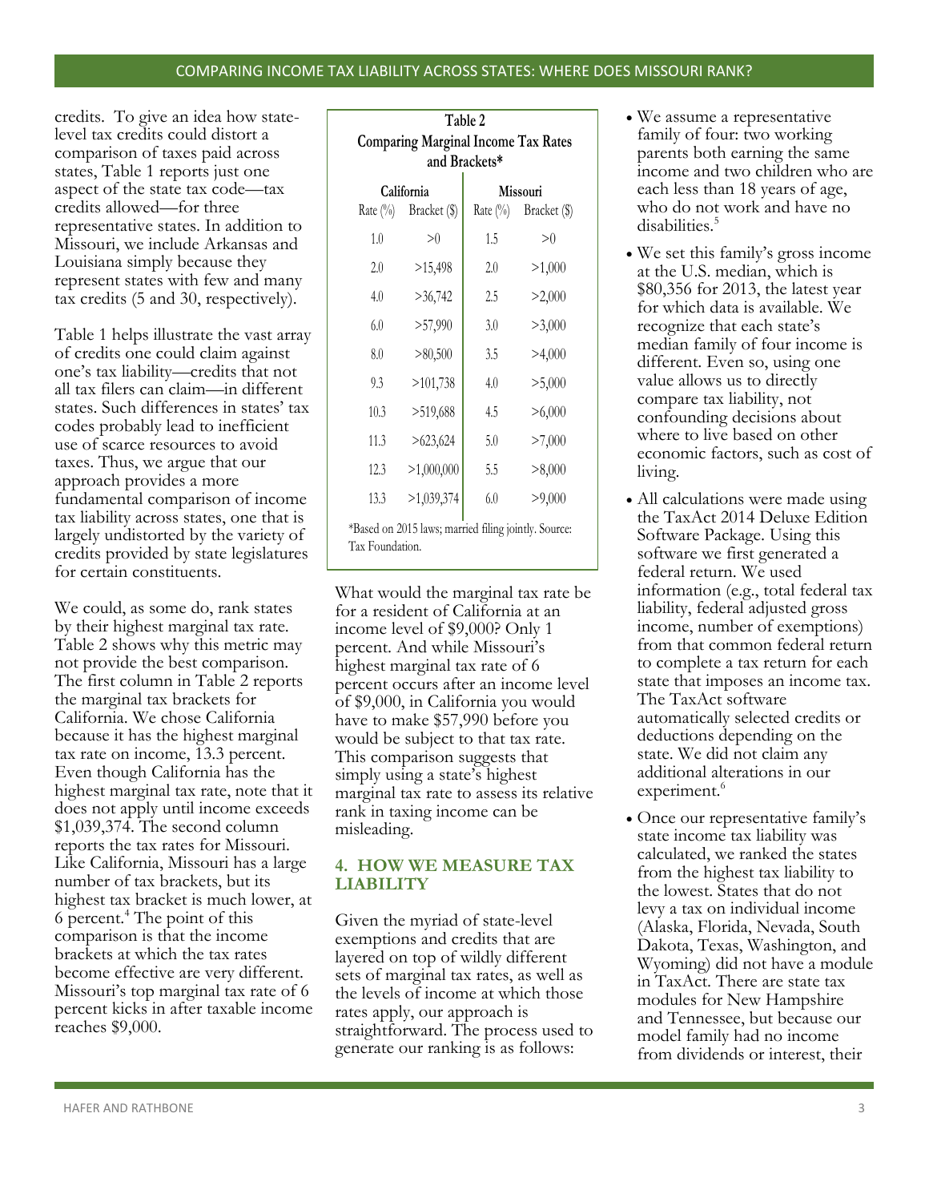credits. To give an idea how state-level tax credits could distort a comparison of taxes paid across states, Table 1 reports just one aspect of the state tax code—tax credits allowed—for three representative states. In addition to Missouri, we include Arkansas and Louisiana simply because they represent states with few and many tax credits (5 and 30, respectively).

Table 1 helps illustrate the vast array of credits one could claim against one's tax liability—credits that not all tax filers can claim—in different states. Such differences in states' tax codes probably lead to inefficient use of scarce resources to avoid taxes. Thus, we argue that our approach provides a more fundamental comparison of income tax liability across states, one that is largely undistorted by the variety of credits provided by state legislatures for certain constituents.

We could, as some do, rank states by their highest marginal tax rate. Table 2 shows why this metric may not provide the best comparison. The first column in Table 2 reports the marginal tax brackets for California. We chose California because it has the highest marginal tax rate on income, 13.3 percent. Even though California has the highest marginal tax rate, note that it does not apply until income exceeds $1,039,374. The second column reports the tax rates for Missouri. Like California, Missouri has a large number of tax brackets, but its highest tax bracket is much lower, at 6 percent.[4] The point of this comparison is that the income brackets at which the tax rates become effective are very different. Missouri's top marginal tax rate of 6 percent kicks in after taxable income reaches $9,000.

**Table 2**
**Comparing Marginal Income Tax Rates and Brackets***

| California | | Missouri | |
|---|---|---|---|
| Rate (%) | Bracket ($) | Rate (%) | Bracket ($) |
| 1.0 | >0 | 1.5 | >0 |
| 2.0 | >15,498 | 2.0 | >1,000 |
| 4.0 | >36,742 | 2.5 | >2,000 |
| 6.0 | >57,990 | 3.0 | >3,000 |
| 8.0 | >80,500 | 3.5 | >4,000 |
| 9.3 | >101,738 | 4.0 | >5,000 |
| 10.3 | >519,688 | 4.5 | >6,000 |
| 11.3 | >623,624 | 5.0 | >7,000 |
| 12.3 | >1,000,000 | 5.5 | >8,000 |
| 13.3 | >1,039,374 | 6.0 | >9,000 |

*Based on 2015 laws; married filing jointly. Source: Tax Foundation.

What would the marginal tax rate be for a resident of California at an income level of $9,000? Only 1 percent. And while Missouri's highest marginal tax rate of 6 percent occurs after an income level of $9,000, in California you would have to make $57,990 before you would be subject to that tax rate. This comparison suggests that simply using a state's highest marginal tax rate to assess its relative rank in taxing income can be misleading.

## 4. HOW WE MEASURE TAX LIABILITY

Given the myriad of state-level exemptions and credits that are layered on top of wildly different sets of marginal tax rates, as well as the levels of income at which those rates apply, our approach is straightforward. The process used to generate our ranking is as follows:

- We assume a representative family of four: two working parents both earning the same income and two children who are each less than 18 years of age, who do not work and have no disabilities.[5]
- We set this family's gross income at the U.S. median, which is $80,356 for 2013, the latest year for which data is available. We recognize that each state's median family of four income is different. Even so, using one value allows us to directly compare tax liability, not confounding decisions about where to live based on other economic factors, such as cost of living.
- All calculations were made using the TaxAct 2014 Deluxe Edition Software Package. Using this software we first generated a federal return. We used information (e.g., total federal tax liability, federal adjusted gross income, number of exemptions) from that common federal return to complete a tax return for each state that imposes an income tax. The TaxAct software automatically selected credits or deductions depending on the state. We did not claim any additional alterations in our experiment.[6]
- Once our representative family's state income tax liability was calculated, we ranked the states from the highest tax liability to the lowest. States that do not levy a tax on individual income (Alaska, Florida, Nevada, South Dakota, Texas, Washington, and Wyoming) did not have a module in TaxAct. There are state tax modules for New Hampshire and Tennessee, but because our model family had no income from dividends or interest, their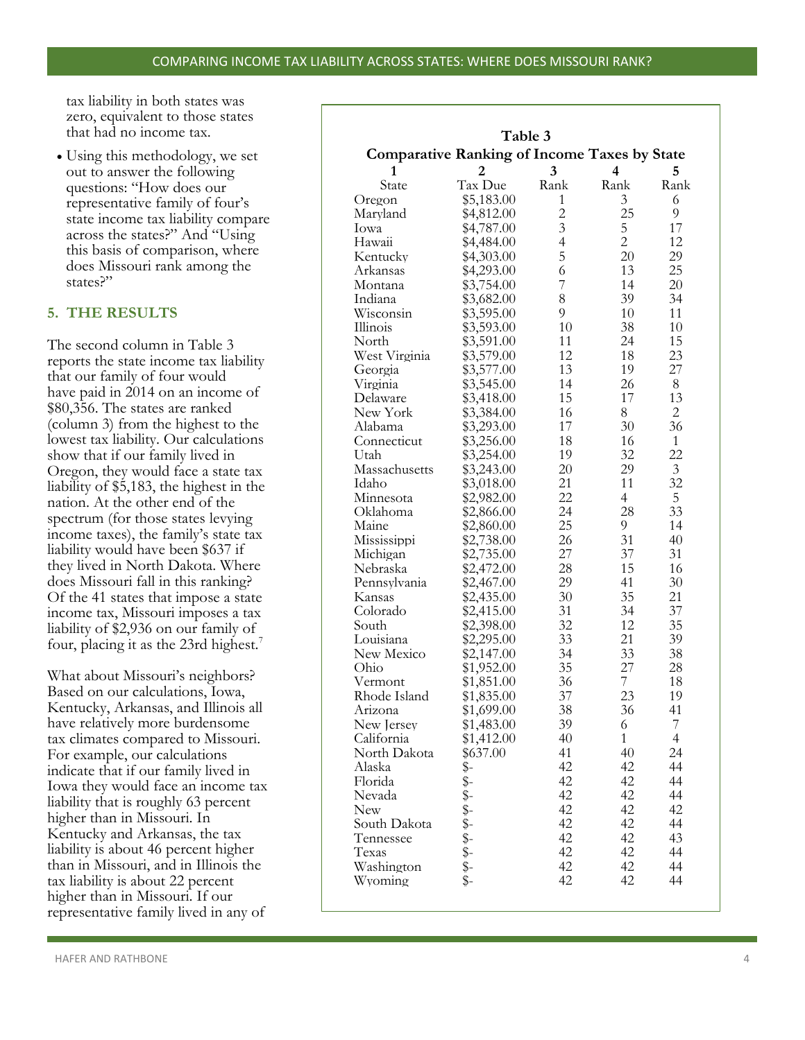tax liability in both states was zero, equivalent to those states that had no income tax.

- Using this methodology, we set out to answer the following questions: "How does our representative family of four's state income tax liability compare across the states?" And "Using this basis of comparison, where does Missouri rank among the states?"

## 5. THE RESULTS

The second column in Table 3 reports the state income tax liability that our family of four would have paid in 2014 on an income of $80,356. The states are ranked (column 3) from the highest to the lowest tax liability. Our calculations show that if our family lived in Oregon, they would face a state tax liability of $5,183, the highest in the nation. At the other end of the spectrum (for those states levying income taxes), the family's state tax liability would have been $637 if they lived in North Dakota. Where does Missouri fall in this ranking? Of the 41 states that impose a state income tax, Missouri imposes a tax liability of $2,936 on our family of four, placing it as the 23rd highest.[7]

What about Missouri's neighbors? Based on our calculations, Iowa, Kentucky, Arkansas, and Illinois all have relatively more burdensome tax climates compared to Missouri. For example, our calculations indicate that if our family lived in Iowa they would face an income tax liability that is roughly 63 percent higher than in Missouri. In Kentucky and Arkansas, the tax liability is about 46 percent higher than in Missouri, and in Illinois the tax liability is about 22 percent higher than in Missouri. If our representative family lived in any of

**Table 3**

**Comparative Ranking of Income Taxes by State**

| 1 | 2 | 3 | 4 | 5 |
|---|---|---|---|---|
| State | Tax Due | Rank | Rank | Rank |
| Oregon | $5,183.00 | 1 | 3 | 6 |
| Maryland | $4,812.00 | 2 | 25 | 9 |
| Iowa | $4,787.00 | 3 | 5 | 17 |
| Hawaii | $4,484.00 | 4 | 2 | 12 |
| Kentucky | $4,303.00 | 5 | 20 | 29 |
| Arkansas | $4,293.00 | 6 | 13 | 25 |
| Montana | $3,754.00 | 7 | 14 | 20 |
| Indiana | $3,682.00 | 8 | 39 | 34 |
| Wisconsin | $3,595.00 | 9 | 10 | 11 |
| Illinois | $3,593.00 | 10 | 38 | 10 |
| North | $3,591.00 | 11 | 24 | 15 |
| West Virginia | $3,579.00 | 12 | 18 | 23 |
| Georgia | $3,577.00 | 13 | 19 | 27 |
| Virginia | $3,545.00 | 14 | 26 | 8 |
| Delaware | $3,418.00 | 15 | 17 | 13 |
| New York | $3,384.00 | 16 | 8 | 2 |
| Alabama | $3,293.00 | 17 | 30 | 36 |
| Connecticut | $3,256.00 | 18 | 16 | 1 |
| Utah | $3,254.00 | 19 | 32 | 22 |
| Massachusetts | $3,243.00 | 20 | 29 | 3 |
| Idaho | $3,018.00 | 21 | 11 | 32 |
| Minnesota | $2,982.00 | 22 | 4 | 5 |
| Oklahoma | $2,866.00 | 24 | 28 | 33 |
| Maine | $2,860.00 | 25 | 9 | 14 |
| Mississippi | $2,738.00 | 26 | 31 | 40 |
| Michigan | $2,735.00 | 27 | 37 | 31 |
| Nebraska | $2,472.00 | 28 | 15 | 16 |
| Pennsylvania | $2,467.00 | 29 | 41 | 30 |
| Kansas | $2,435.00 | 30 | 35 | 21 |
| Colorado | $2,415.00 | 31 | 34 | 37 |
| South | $2,398.00 | 32 | 12 | 35 |
| Louisiana | $2,295.00 | 33 | 21 | 39 |
| New Mexico | $2,147.00 | 34 | 33 | 38 |
| Ohio | $1,952.00 | 35 | 27 | 28 |
| Vermont | $1,851.00 | 36 | 7 | 18 |
| Rhode Island | $1,835.00 | 37 | 23 | 19 |
| Arizona | $1,699.00 | 38 | 36 | 41 |
| New Jersey | $1,483.00 | 39 | 6 | 7 |
| California | $1,412.00 | 40 | 1 | 4 |
| North Dakota | $637.00 | 41 | 40 | 24 |
| Alaska | $- | 42 | 42 | 44 |
| Florida | $- | 42 | 42 | 44 |
| Nevada | $- | 42 | 42 | 44 |
| New | $- | 42 | 42 | 42 |
| South Dakota | $- | 42 | 42 | 44 |
| Tennessee | $- | 42 | 42 | 43 |
| Texas | $- | 42 | 42 | 44 |
| Washington | $- | 42 | 42 | 44 |
| Wyoming | $- | 42 | 42 | 44 |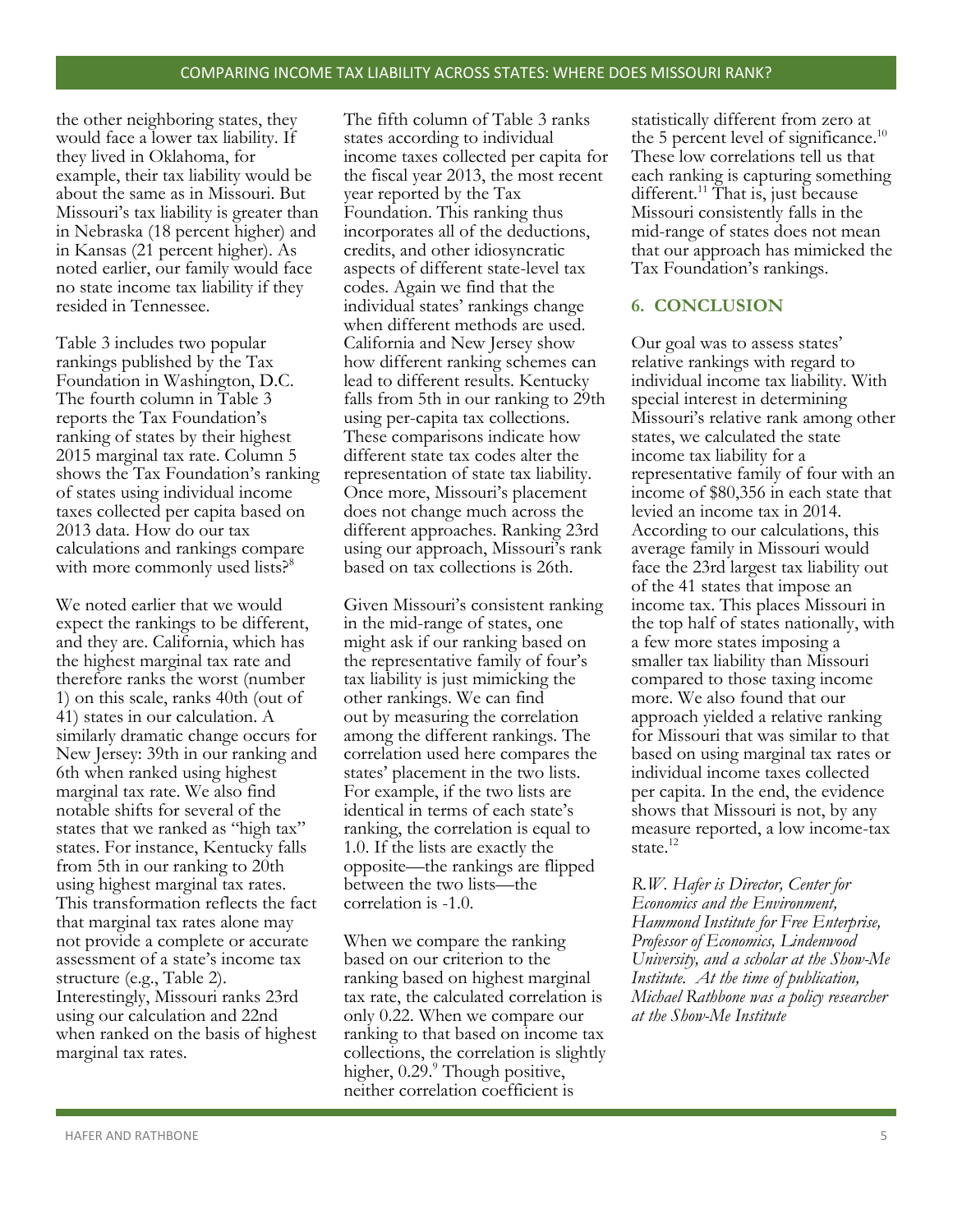the other neighboring states, they would face a lower tax liability. If they lived in Oklahoma, for example, their tax liability would be about the same as in Missouri. But Missouri's tax liability is greater than in Nebraska (18 percent higher) and in Kansas (21 percent higher). As noted earlier, our family would face no state income tax liability if they resided in Tennessee.

Table 3 includes two popular rankings published by the Tax Foundation in Washington, D.C. The fourth column in Table 3 reports the Tax Foundation's ranking of states by their highest 2015 marginal tax rate. Column 5 shows the Tax Foundation's ranking of states using individual income taxes collected per capita based on 2013 data. How do our tax calculations and rankings compare with more commonly used lists?[8]

We noted earlier that we would expect the rankings to be different, and they are. California, which has the highest marginal tax rate and therefore ranks the worst (number 1) on this scale, ranks 40th (out of 41) states in our calculation. A similarly dramatic change occurs for New Jersey: 39th in our ranking and 6th when ranked using highest marginal tax rate. We also find notable shifts for several of the states that we ranked as "high tax" states. For instance, Kentucky falls from 5th in our ranking to 20th using highest marginal tax rates. This transformation reflects the fact that marginal tax rates alone may not provide a complete or accurate assessment of a state's income tax structure (e.g., Table 2). Interestingly, Missouri ranks 23rd using our calculation and 22nd when ranked on the basis of highest marginal tax rates.

The fifth column of Table 3 ranks states according to individual income taxes collected per capita for the fiscal year 2013, the most recent year reported by the Tax Foundation. This ranking thus incorporates all of the deductions, credits, and other idiosyncratic aspects of different state-level tax codes. Again we find that the individual states' rankings change when different methods are used. California and New Jersey show how different ranking schemes can lead to different results. Kentucky falls from 5th in our ranking to 29th using per-capita tax collections. These comparisons indicate how different state tax codes alter the representation of state tax liability. Once more, Missouri's placement does not change much across the different approaches. Ranking 23rd using our approach, Missouri's rank based on tax collections is 26th.

Given Missouri's consistent ranking in the mid-range of states, one might ask if our ranking based on the representative family of four's tax liability is just mimicking the other rankings. We can find out by measuring the correlation among the different rankings. The correlation used here compares the states' placement in the two lists. For example, if the two lists are identical in terms of each state's ranking, the correlation is equal to 1.0. If the lists are exactly the opposite—the rankings are flipped between the two lists—the correlation is -1.0.

When we compare the ranking based on our criterion to the ranking based on highest marginal tax rate, the calculated correlation is only 0.22. When we compare our ranking to that based on income tax collections, the correlation is slightly higher, 0.29.[9] Though positive, neither correlation coefficient is statistically different from zero at the 5 percent level of significance.[10] These low correlations tell us that each ranking is capturing something different.[11] That is, just because Missouri consistently falls in the mid-range of states does not mean that our approach has mimicked the Tax Foundation's rankings.

## 6. CONCLUSION

Our goal was to assess states' relative rankings with regard to individual income tax liability. With special interest in determining Missouri's relative rank among other states, we calculated the state income tax liability for a representative family of four with an income of $80,356 in each state that levied an income tax in 2014. According to our calculations, this average family in Missouri would face the 23rd largest tax liability out of the 41 states that impose an income tax. This places Missouri in the top half of states nationally, with a few more states imposing a smaller tax liability than Missouri compared to those taxing income more. We also found that our approach yielded a relative ranking for Missouri that was similar to that based on using marginal tax rates or individual income taxes collected per capita. In the end, the evidence shows that Missouri is not, by any measure reported, a low income-tax state.[12]

*R.W. Hafer is Director, Center for Economics and the Environment, Hammond Institute for Free Enterprise, Professor of Economics, Lindenwood University, and a scholar at the Show-Me Institute. At the time of publication, Michael Rathbone was a policy researcher at the Show-Me Institute*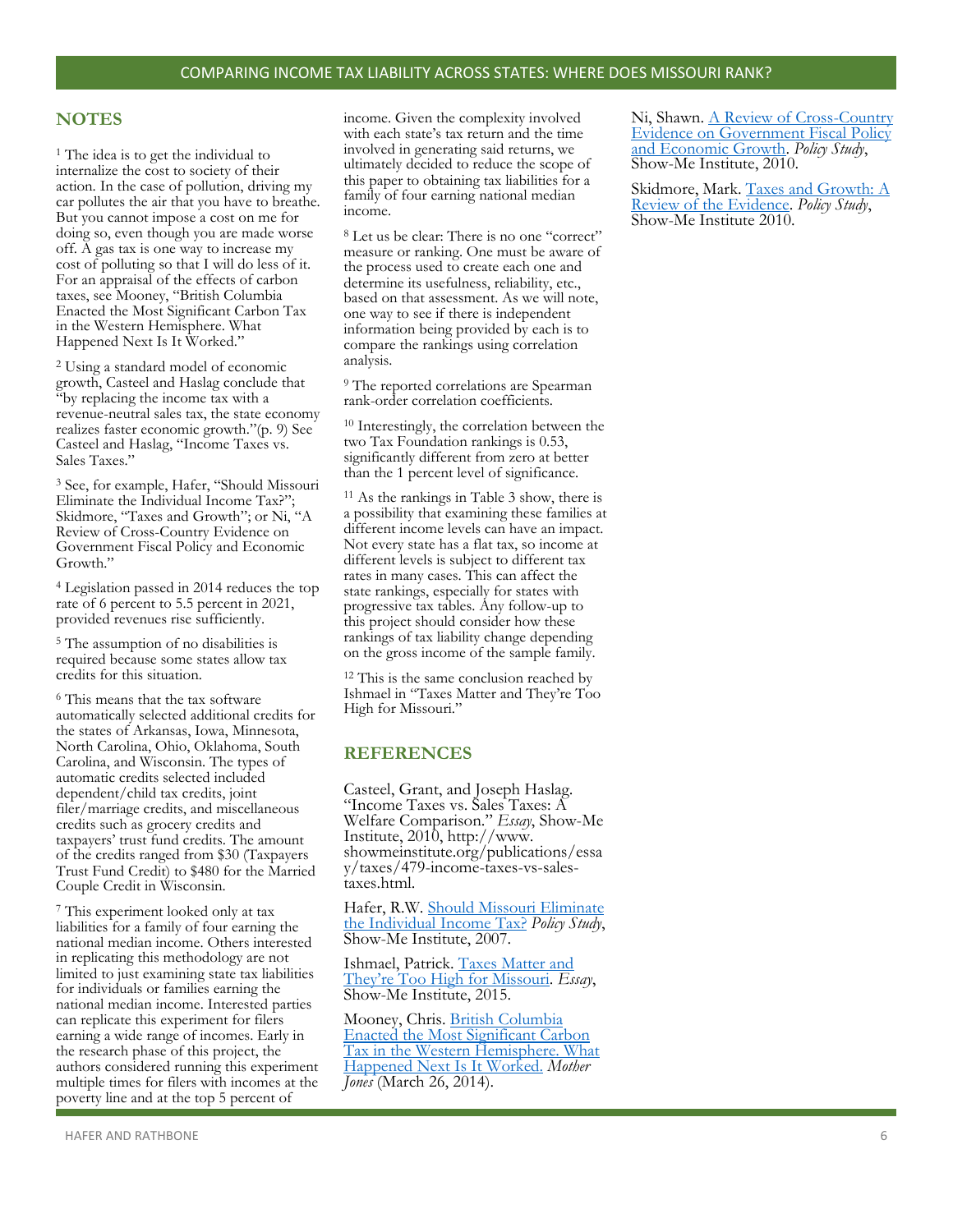## NOTES

[1] The idea is to get the individual to internalize the cost to society of their action. In the case of pollution, driving my car pollutes the air that you have to breathe. But you cannot impose a cost on me for doing so, even though you are made worse off. A gas tax is one way to increase my cost of polluting so that I will do less of it. For an appraisal of the effects of carbon taxes, see Mooney, "British Columbia Enacted the Most Significant Carbon Tax in the Western Hemisphere. What Happened Next Is It Worked."

[2] Using a standard model of economic growth, Casteel and Haslag conclude that "by replacing the income tax with a revenue-neutral sales tax, the state economy realizes faster economic growth."(p. 9) See Casteel and Haslag, "Income Taxes vs. Sales Taxes."

[3] See, for example, Hafer, "Should Missouri Eliminate the Individual Income Tax?"; Skidmore, "Taxes and Growth"; or Ni, "A Review of Cross-Country Evidence on Government Fiscal Policy and Economic Growth."

[4] Legislation passed in 2014 reduces the top rate of 6 percent to 5.5 percent in 2021, provided revenues rise sufficiently.

[5] The assumption of no disabilities is required because some states allow tax credits for this situation.

[6] This means that the tax software automatically selected additional credits for the states of Arkansas, Iowa, Minnesota, North Carolina, Ohio, Oklahoma, South Carolina, and Wisconsin. The types of automatic credits selected included dependent/child tax credits, joint filer/marriage credits, and miscellaneous credits such as grocery credits and taxpayers' trust fund credits. The amount of the credits ranged from $30 (Taxpayers Trust Fund Credit) to $480 for the Married Couple Credit in Wisconsin.

[7] This experiment looked only at tax liabilities for a family of four earning the national median income. Others interested in replicating this methodology are not limited to just examining state tax liabilities for individuals or families earning the national median income. Interested parties can replicate this experiment for filers earning a wide range of incomes. Early in the research phase of this project, the authors considered running this experiment multiple times for filers with incomes at the poverty line and at the top 5 percent of income. Given the complexity involved with each state's tax return and the time involved in generating said returns, we ultimately decided to reduce the scope of this paper to obtaining tax liabilities for a family of four earning national median income.

[8] Let us be clear: There is no one "correct" measure or ranking. One must be aware of the process used to create each one and determine its usefulness, reliability, etc., based on that assessment. As we will note, one way to see if there is independent information being provided by each is to compare the rankings using correlation analysis.

[9] The reported correlations are Spearman rank-order correlation coefficients.

[10] Interestingly, the correlation between the two Tax Foundation rankings is 0.53, significantly different from zero at better than the 1 percent level of significance.

[11] As the rankings in Table 3 show, there is a possibility that examining these families at different income levels can have an impact. Not every state has a flat tax, so income at different levels is subject to different tax rates in many cases. This can affect the state rankings, especially for states with progressive tax tables. Any follow-up to this project should consider how these rankings of tax liability change depending on the gross income of the sample family.

[12] This is the same conclusion reached by Ishmael in "Taxes Matter and They're Too High for Missouri."

## REFERENCES

Casteel, Grant, and Joseph Haslag. "Income Taxes vs. Sales Taxes: A Welfare Comparison." *Essay*, Show-Me Institute, 2010, http://www.showmeinstitute.org/publications/essay/taxes/479-income-taxes-vs-sales-taxes.html.

Hafer, R.W. Should Missouri Eliminate the Individual Income Tax? *Policy Study*, Show-Me Institute, 2007.

Ishmael, Patrick. Taxes Matter and They're Too High for Missouri. *Essay*, Show-Me Institute, 2015.

Mooney, Chris. British Columbia Enacted the Most Significant Carbon Tax in the Western Hemisphere. What Happened Next Is It Worked. *Mother Jones* (March 26, 2014).

Ni, Shawn. A Review of Cross-Country Evidence on Government Fiscal Policy and Economic Growth. *Policy Study*, Show-Me Institute, 2010.

Skidmore, Mark. Taxes and Growth: A Review of the Evidence. *Policy Study*, Show-Me Institute 2010.